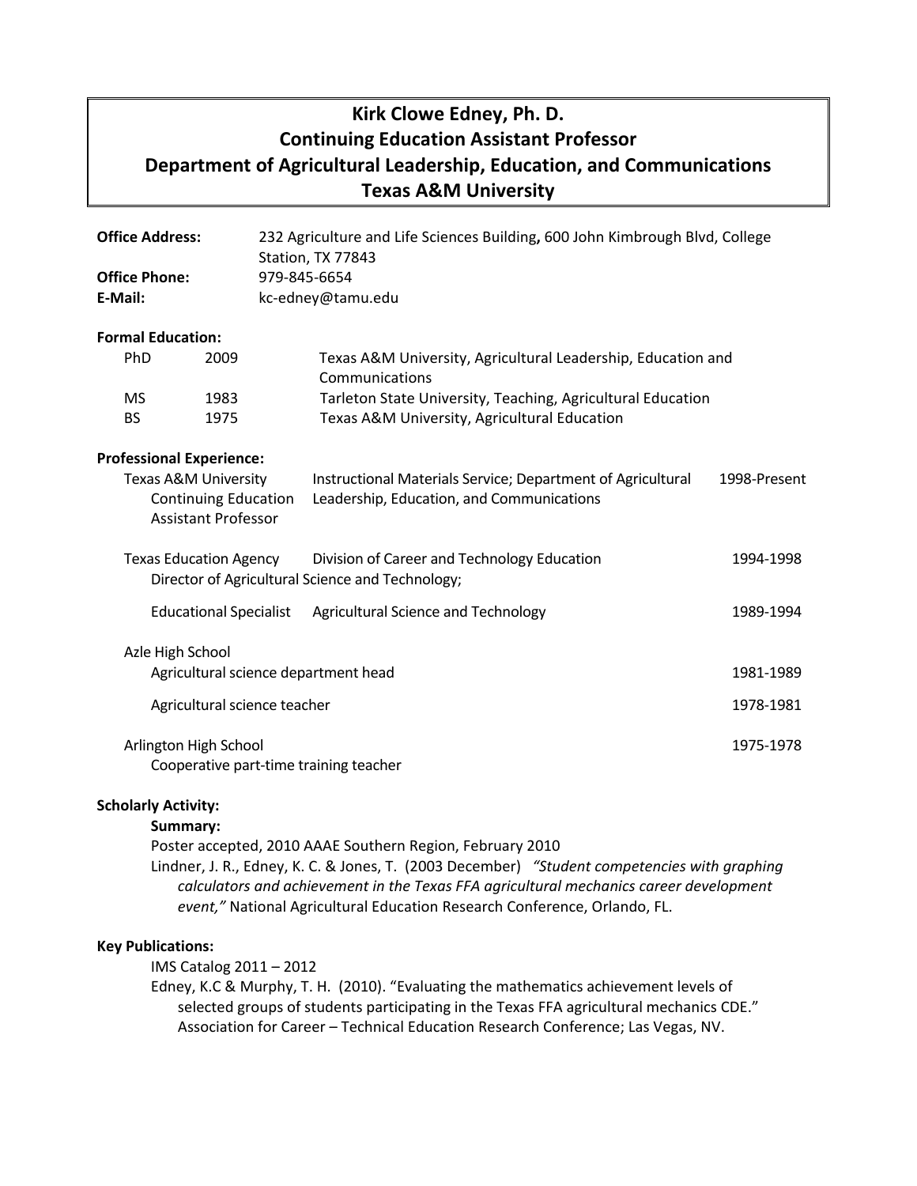# Kirk Clowe Edney, Ph. D.
## Continuing Education Assistant Professor
## Department of Agricultural Leadership, Education, and Communications
## Texas A&M University

**Office Address:** 232 Agriculture and Life Sciences Building**,** 600 John Kimbrough Blvd, College Station, TX 77843
**Office Phone:** 979-845-6654
**E-Mail:** kc-edney@tamu.edu

**Formal Education:**

| | | |
|---|---|---|
| PhD | 2009 | Texas A&M University, Agricultural Leadership, Education and Communications |
| MS | 1983 | Tarleton State University, Teaching, Agricultural Education |
| BS | 1975 | Texas A&M University, Agricultural Education |

**Professional Experience:**

| | | |
|---|---|---|
| Texas A&M University Continuing Education Assistant Professor | Instructional Materials Service; Department of Agricultural Leadership, Education, and Communications | 1998-Present |
| Texas Education Agency Director of Agricultural Science and Technology; | Division of Career and Technology Education | 1994-1998 |
| Educational Specialist | Agricultural Science and Technology | 1989-1994 |
| Azle High School | | |
| Agricultural science department head | | 1981-1989 |
| Agricultural science teacher | | 1978-1981 |
| Arlington High School Cooperative part-time training teacher | | 1975-1978 |

**Scholarly Activity:**

**Summary:**

Poster accepted, 2010 AAAE Southern Region, February 2010

Lindner, J. R., Edney, K. C. & Jones, T. (2003 December) *"Student competencies with graphing calculators and achievement in the Texas FFA agricultural mechanics career development event,"* National Agricultural Education Research Conference, Orlando, FL.

**Key Publications:**

IMS Catalog 2011 – 2012

Edney, K.C & Murphy, T. H. (2010). "Evaluating the mathematics achievement levels of selected groups of students participating in the Texas FFA agricultural mechanics CDE." Association for Career – Technical Education Research Conference; Las Vegas, NV.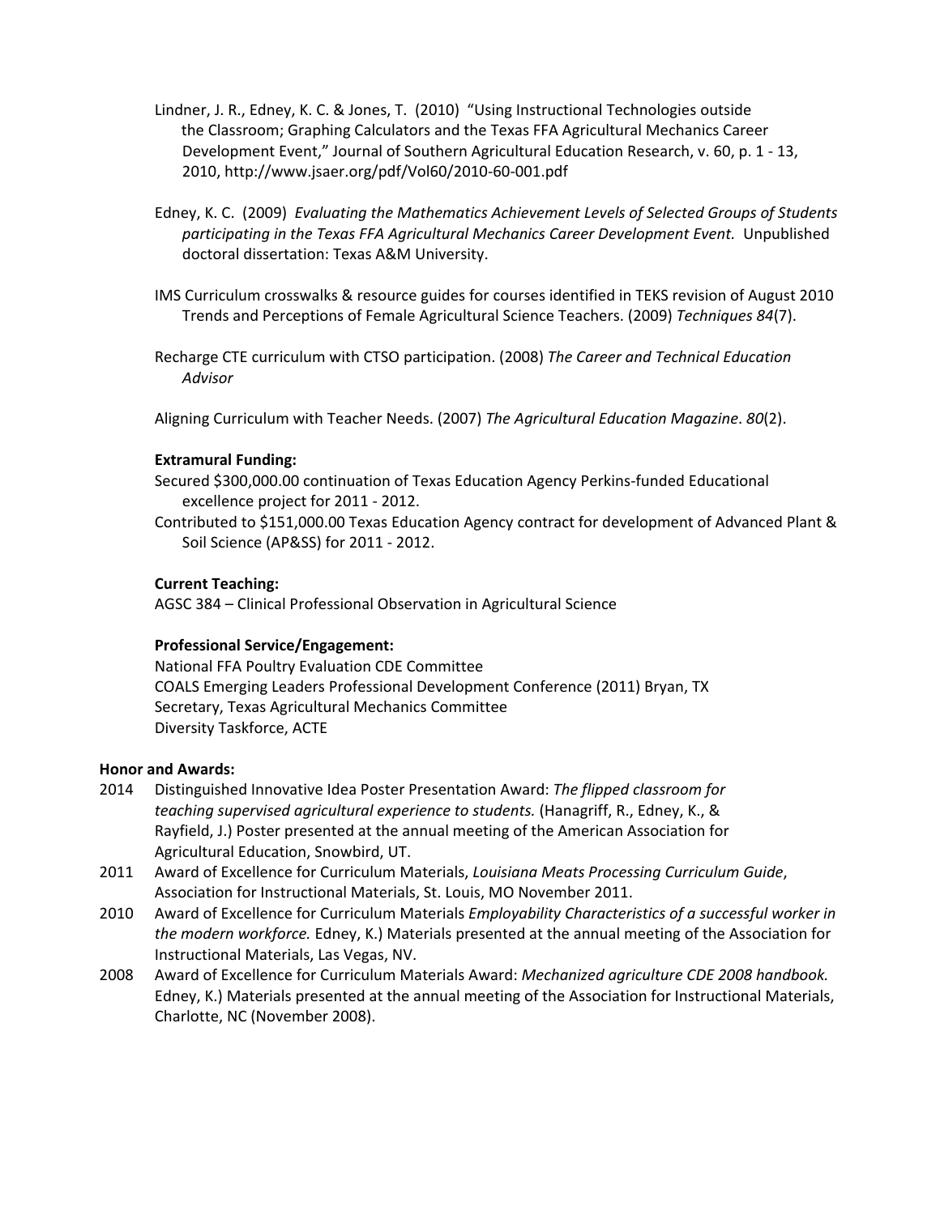Lindner, J. R., Edney, K. C. & Jones, T. (2010) "Using Instructional Technologies outside the Classroom; Graphing Calculators and the Texas FFA Agricultural Mechanics Career Development Event," Journal of Southern Agricultural Education Research, v. 60, p. 1 - 13, 2010, http://www.jsaer.org/pdf/Vol60/2010-60-001.pdf

Edney, K. C. (2009) *Evaluating the Mathematics Achievement Levels of Selected Groups of Students participating in the Texas FFA Agricultural Mechanics Career Development Event.* Unpublished doctoral dissertation: Texas A&M University.

IMS Curriculum crosswalks & resource guides for courses identified in TEKS revision of August 2010 Trends and Perceptions of Female Agricultural Science Teachers. (2009) *Techniques 84*(7).

Recharge CTE curriculum with CTSO participation. (2008) *The Career and Technical Education Advisor*

Aligning Curriculum with Teacher Needs. (2007) *The Agricultural Education Magazine*. *80*(2).

**Extramural Funding:**

Secured $300,000.00 continuation of Texas Education Agency Perkins-funded Educational excellence project for 2011 - 2012.

Contributed to $151,000.00 Texas Education Agency contract for development of Advanced Plant & Soil Science (AP&SS) for 2011 - 2012.

**Current Teaching:**

AGSC 384 – Clinical Professional Observation in Agricultural Science

**Professional Service/Engagement:**

National FFA Poultry Evaluation CDE Committee
COALS Emerging Leaders Professional Development Conference (2011) Bryan, TX
Secretary, Texas Agricultural Mechanics Committee
Diversity Taskforce, ACTE

**Honor and Awards:**

2014 Distinguished Innovative Idea Poster Presentation Award: *The flipped classroom for teaching supervised agricultural experience to students.* (Hanagriff, R., Edney, K., & Rayfield, J.) Poster presented at the annual meeting of the American Association for Agricultural Education, Snowbird, UT.

2011 Award of Excellence for Curriculum Materials, *Louisiana Meats Processing Curriculum Guide*, Association for Instructional Materials, St. Louis, MO November 2011.

2010 Award of Excellence for Curriculum Materials *Employability Characteristics of a successful worker in the modern workforce.* Edney, K.) Materials presented at the annual meeting of the Association for Instructional Materials, Las Vegas, NV.

2008 Award of Excellence for Curriculum Materials Award: *Mechanized agriculture CDE 2008 handbook.* Edney, K.) Materials presented at the annual meeting of the Association for Instructional Materials, Charlotte, NC (November 2008).